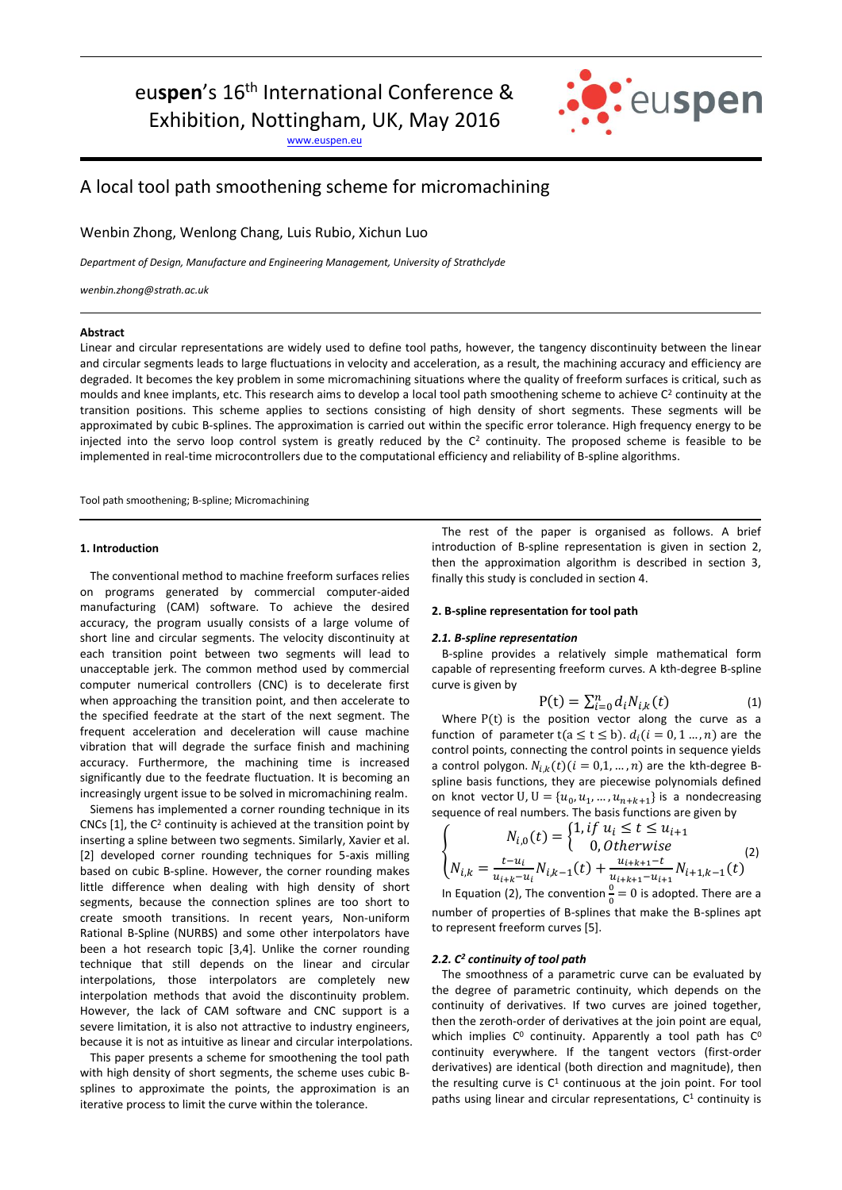euspen's 16th International Conference & Exhibition, Nottingham, UK, May 2016

www.euspen.eu

# A local tool path smoothening scheme for micromachining

Wenbin Zhong, Wenlong Chang, Luis Rubio, Xichun Luo

*Department of Design, Manufacture and Engineering Management, University of Strathclyde*

*wenbin.zhong@strath.ac.uk*

**Abstract**

Linear and circular representations are widely used to define tool paths, however, the tangency discontinuity between the linear and circular segments leads to large fluctuations in velocity and acceleration, as a result, the machining accuracy and efficiency are degraded. It becomes the key problem in some micromachining situations where the quality of freeform surfaces is critical, such as moulds and knee implants, etc. This research aims to develop a local tool path smoothening scheme to achieve $C^2$ continuity at the transition positions. This scheme applies to sections consisting of high density of short segments. These segments will be approximated by cubic B-splines. The approximation is carried out within the specific error tolerance. High frequency energy to be injected into the servo loop control system is greatly reduced by the $C^2$ continuity. The proposed scheme is feasible to be implemented in real-time microcontrollers due to the computational efficiency and reliability of B-spline algorithms.

Tool path smoothening; B-spline; Micromachining

## 1. Introduction

The conventional method to machine freeform surfaces relies on programs generated by commercial computer-aided manufacturing (CAM) software. To achieve the desired accuracy, the program usually consists of a large volume of short line and circular segments. The velocity discontinuity at each transition point between two segments will lead to unacceptable jerk. The common method used by commercial computer numerical controllers (CNC) is to decelerate first when approaching the transition point, and then accelerate to the specified feedrate at the start of the next segment. The frequent acceleration and deceleration will cause machine vibration that will degrade the surface finish and machining accuracy. Furthermore, the machining time is increased significantly due to the feedrate fluctuation. It is becoming an increasingly urgent issue to be solved in micromachining realm.

Siemens has implemented a corner rounding technique in its CNCs [1], the $C^2$ continuity is achieved at the transition point by inserting a spline between two segments. Similarly, Xavier et al. [2] developed corner rounding techniques for 5-axis milling based on cubic B-spline. However, the corner rounding makes little difference when dealing with high density of short segments, because the connection splines are too short to create smooth transitions. In recent years, Non-uniform Rational B-Spline (NURBS) and some other interpolators have been a hot research topic [3,4]. Unlike the corner rounding technique that still depends on the linear and circular interpolations, those interpolators are completely new interpolation methods that avoid the discontinuity problem. However, the lack of CAM software and CNC support is a severe limitation, it is also not attractive to industry engineers, because it is not as intuitive as linear and circular interpolations.

This paper presents a scheme for smoothening the tool path with high density of short segments, the scheme uses cubic B-splines to approximate the points, the approximation is an iterative process to limit the curve within the tolerance.

The rest of the paper is organised as follows. A brief introduction of B-spline representation is given in section 2, then the approximation algorithm is described in section 3, finally this study is concluded in section 4.

## 2. B-spline representation for tool path

### *2.1. B-spline representation*

B-spline provides a relatively simple mathematical form capable of representing freeform curves. A kth-degree B-spline curve is given by

$$\mathrm{P}(t) = \sum_{i=0}^{n} d_i N_{i,k}(t) \tag{1}$$

Where $\mathrm{P}(t)$ is the position vector along the curve as a function of parameter $t(a \le t \le b)$. $d_i (i = 0, 1 \ldots, n)$ are the control points, connecting the control points in sequence yields a control polygon. $N_{i,k}(t) (i = 0, 1, \ldots, n)$ are the kth-degree B-spline basis functions, they are piecewise polynomials defined on knot vector U, $\mathrm{U} = \{u_0, u_1, \ldots, u_{n+k+1}\}$ is a nondecreasing sequence of real numbers. The basis functions are given by

$$\begin{cases} N_{i,0}(t) = \begin{cases} 1, if\ u_i \le t \le u_{i+1} \\ 0, Otherwise \end{cases} \\ N_{i,k} = \frac{t-u_i}{u_{i+k}-u_i} N_{i,k-1}(t) + \frac{u_{i+k+1}-t}{u_{i+k+1}-u_{i+1}} N_{i+1,k-1}(t) \end{cases} \tag{2}$$

In Equation (2), The convention $\frac{0}{0} = 0$ is adopted. There are a number of properties of B-splines that make the B-splines apt to represent freeform curves [5].

### *2.2. $C^2$ continuity of tool path*

The smoothness of a parametric curve can be evaluated by the degree of parametric continuity, which depends on the continuity of derivatives. If two curves are joined together, then the zeroth-order of derivatives at the join point are equal, which implies $C^0$ continuity. Apparently a tool path has $C^0$ continuity everywhere. If the tangent vectors (first-order derivatives) are identical (both direction and magnitude), then the resulting curve is $C^1$ continuous at the join point. For tool paths using linear and circular representations, $C^1$ continuity is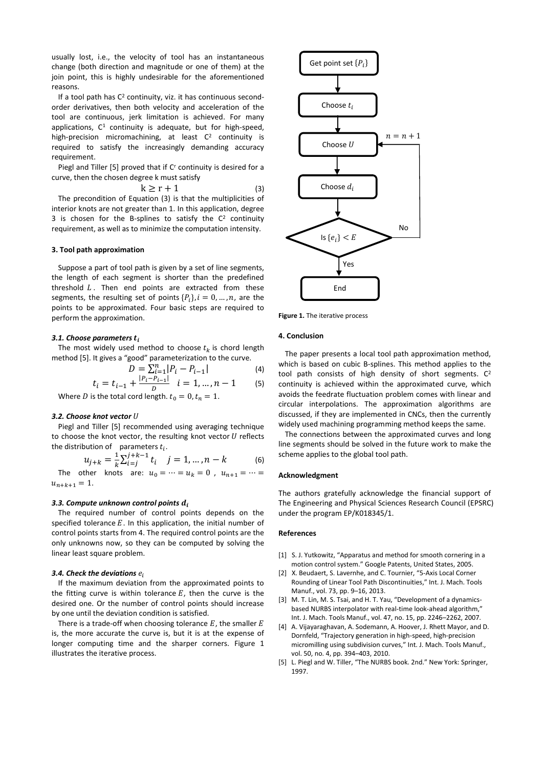usually lost, i.e., the velocity of tool has an instantaneous change (both direction and magnitude or one of them) at the join point, this is highly undesirable for the aforementioned reasons.

If a tool path has $C^2$ continuity, viz. it has continuous second-order derivatives, then both velocity and acceleration of the tool are continuous, jerk limitation is achieved. For many applications, $C^1$ continuity is adequate, but for high-speed, high-precision micromachining, at least $C^2$ continuity is required to satisfy the increasingly demanding accuracy requirement.

Piegl and Tiller [5] proved that if $C^r$ continuity is desired for a curve, then the chosen degree k must satisfy

$$k \geq r + 1 \tag{3}$$

The precondition of Equation (3) is that the multiplicities of interior knots are not greater than 1. In this application, degree 3 is chosen for the B-splines to satisfy the $C^2$ continuity requirement, as well as to minimize the computation intensity.

### 3. Tool path approximation

Suppose a part of tool path is given by a set of line segments, the length of each segment is shorter than the predefined threshold $L$. Then end points are extracted from these segments, the resulting set of points $\{P_i\}, i = 0, \ldots, n$, are the points to be approximated. Four basic steps are required to perform the approximation.

#### *3.1. Choose parameters $t_i$*

The most widely used method to choose $t_k$ is chord length method [5]. It gives a "good" parameterization to the curve.

$$D = \sum_{i=1}^{n} |P_i - P_{i-1}| \tag{4}$$

$$t_i = t_{i-1} + \frac{|P_i - P_{i-1}|}{D} \quad i = 1, \ldots, n-1 \tag{5}$$

Where $D$ is the total cord length. $t_0 = 0, t_n = 1$.

#### *3.2. Choose knot vector $U$*

Piegl and Tiller [5] recommended using averaging technique to choose the knot vector, the resulting knot vector $U$ reflects the distribution of parameters $t_i$.

$$u_{j+k} = \frac{1}{k} \sum_{i=j}^{j+k-1} t_i \quad j = 1, \ldots, n-k \tag{6}$$

The other knots are: $u_0 = \cdots = u_k = 0$, $u_{n+1} = \cdots = u_{n+k+1} = 1$.

#### *3.3. Compute unknown control points $d_i$*

The required number of control points depends on the specified tolerance $E$. In this application, the initial number of control points starts from 4. The required control points are the only unknowns now, so they can be computed by solving the linear least square problem.

#### *3.4. Check the deviations $e_i$*

If the maximum deviation from the approximated points to the fitting curve is within tolerance $E$, then the curve is the desired one. Or the number of control points should increase by one until the deviation condition is satisfied.

There is a trade-off when choosing tolerance $E$, the smaller $E$ is, the more accurate the curve is, but it is at the expense of longer computing time and the sharper corners. Figure 1 illustrates the iterative process.

Get point set $\{P_i\}$

Choose $t_i$

Choose $U$

$n = n + 1$

Choose $d_i$

Is $\{e_i\} < E$

No

Yes

End

**Figure 1.** The iterative process

### 4. Conclusion

The paper presents a local tool path approximation method, which is based on cubic B-splines. This method applies to the tool path consists of high density of short segments. $C^2$ continuity is achieved within the approximated curve, which avoids the feedrate fluctuation problem comes with linear and circular interpolations. The approximation algorithms are discussed, if they are implemented in CNCs, then the currently widely used machining programming method keeps the same.

The connections between the approximated curves and long line segments should be solved in the future work to make the scheme applies to the global tool path.

### Acknowledgment

The authors gratefully acknowledge the financial support of The Engineering and Physical Sciences Research Council (EPSRC) under the program EP/K018345/1.

### References

[1] S. J. Yutkowitz, "Apparatus and method for smooth cornering in a motion control system." Google Patents, United States, 2005.

[2] X. Beudaert, S. Lavernhe, and C. Tournier, "5-Axis Local Corner Rounding of Linear Tool Path Discontinuities," Int. J. Mach. Tools Manuf., vol. 73, pp. 9–16, 2013.

[3] M. T. Lin, M. S. Tsai, and H. T. Yau, "Development of a dynamics-based NURBS interpolator with real-time look-ahead algorithm," Int. J. Mach. Tools Manuf., vol. 47, no. 15, pp. 2246–2262, 2007.

[4] A. Vijayaraghavan, A. Sodemann, A. Hoover, J. Rhett Mayor, and D. Dornfeld, "Trajectory generation in high-speed, high-precision micromilling using subdivision curves," Int. J. Mach. Tools Manuf., vol. 50, no. 4, pp. 394–403, 2010.

[5] L. Piegl and W. Tiller, "The NURBS book. 2nd." New York: Springer, 1997.